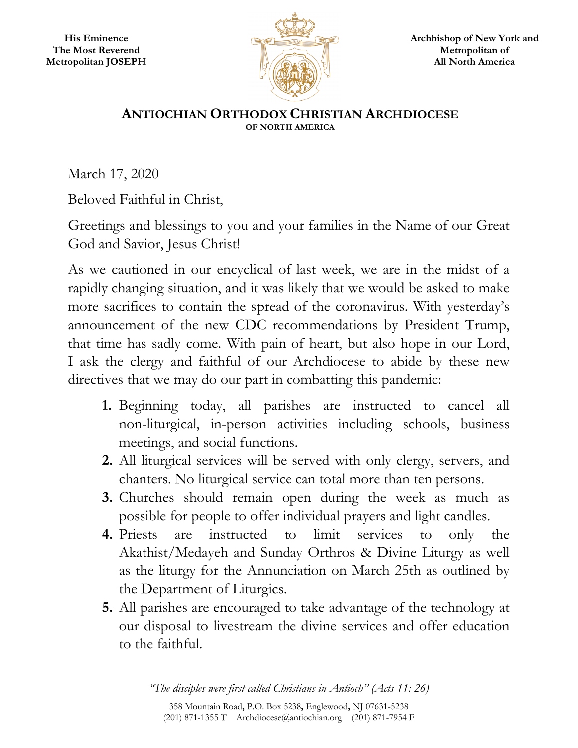His Eminence
The Most Reverend
Metropolitan JOSEPH

Archbishop of New York and
Metropolitan of
All North America

# ANTIOCHIAN ORTHODOX CHRISTIAN ARCHDIOCESE
OF NORTH AMERICA

March 17, 2020

Beloved Faithful in Christ,

Greetings and blessings to you and your families in the Name of our Great God and Savior, Jesus Christ!

As we cautioned in our encyclical of last week, we are in the midst of a rapidly changing situation, and it was likely that we would be asked to make more sacrifices to contain the spread of the coronavirus. With yesterday's announcement of the new CDC recommendations by President Trump, that time has sadly come. With pain of heart, but also hope in our Lord, I ask the clergy and faithful of our Archdiocese to abide by these new directives that we may do our part in combatting this pandemic:

1. Beginning today, all parishes are instructed to cancel all non-liturgical, in-person activities including schools, business meetings, and social functions.
2. All liturgical services will be served with only clergy, servers, and chanters. No liturgical service can total more than ten persons.
3. Churches should remain open during the week as much as possible for people to offer individual prayers and light candles.
4. Priests are instructed to limit services to only the Akathist/Medayeh and Sunday Orthros & Divine Liturgy as well as the liturgy for the Annunciation on March 25th as outlined by the Department of Liturgics.
5. All parishes are encouraged to take advantage of the technology at our disposal to livestream the divine services and offer education to the faithful.

*"The disciples were first called Christians in Antioch" (Acts 11: 26)*

358 Mountain Road, P.O. Box 5238, Englewood, NJ 07631-5238
(201) 871-1355 T Archdiocese@antiochian.org (201) 871-7954 F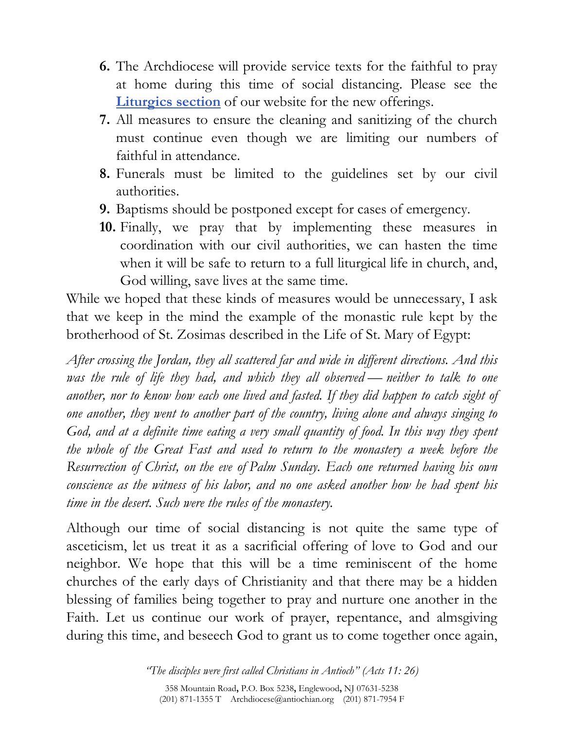6. The Archdiocese will provide service texts for the faithful to pray at home during this time of social distancing. Please see the **Liturgics section** of our website for the new offerings.
7. All measures to ensure the cleaning and sanitizing of the church must continue even though we are limiting our numbers of faithful in attendance.
8. Funerals must be limited to the guidelines set by our civil authorities.
9. Baptisms should be postponed except for cases of emergency.
10. Finally, we pray that by implementing these measures in coordination with our civil authorities, we can hasten the time when it will be safe to return to a full liturgical life in church, and, God willing, save lives at the same time.

While we hoped that these kinds of measures would be unnecessary, I ask that we keep in the mind the example of the monastic rule kept by the brotherhood of St. Zosimas described in the Life of St. Mary of Egypt:

*After crossing the Jordan, they all scattered far and wide in different directions. And this was the rule of life they had, and which they all observed — neither to talk to one another, nor to know how each one lived and fasted. If they did happen to catch sight of one another, they went to another part of the country, living alone and always singing to God, and at a definite time eating a very small quantity of food. In this way they spent the whole of the Great Fast and used to return to the monastery a week before the Resurrection of Christ, on the eve of Palm Sunday. Each one returned having his own conscience as the witness of his labor, and no one asked another how he had spent his time in the desert. Such were the rules of the monastery.*

Although our time of social distancing is not quite the same type of asceticism, let us treat it as a sacrificial offering of love to God and our neighbor. We hope that this will be a time reminiscent of the home churches of the early days of Christianity and that there may be a hidden blessing of families being together to pray and nurture one another in the Faith. Let us continue our work of prayer, repentance, and almsgiving during this time, and beseech God to grant us to come together once again,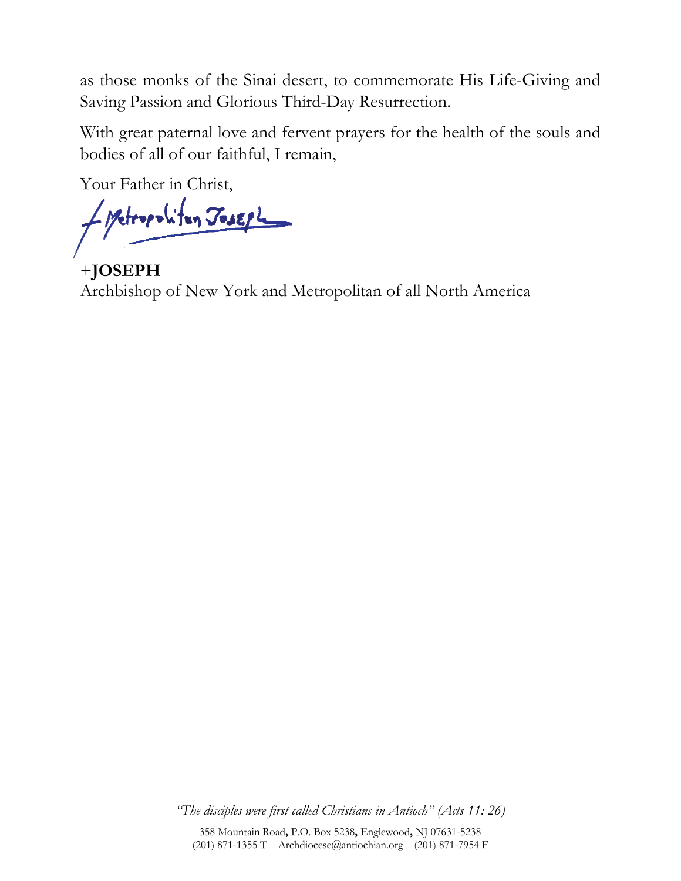as those monks of the Sinai desert, to commemorate His Life-Giving and Saving Passion and Glorious Third-Day Resurrection.

With great paternal love and fervent prayers for the health of the souls and bodies of all of our faithful, I remain,

Your Father in Christ,

+Metropolitan Joseph

**+JOSEPH**
Archbishop of New York and Metropolitan of all North America

*"The disciples were first called Christians in Antioch" (Acts 11: 26)*

358 Mountain Road, P.O. Box 5238, Englewood, NJ 07631-5238
(201) 871-1355 T    Archdiocese@antiochian.org    (201) 871-7954 F